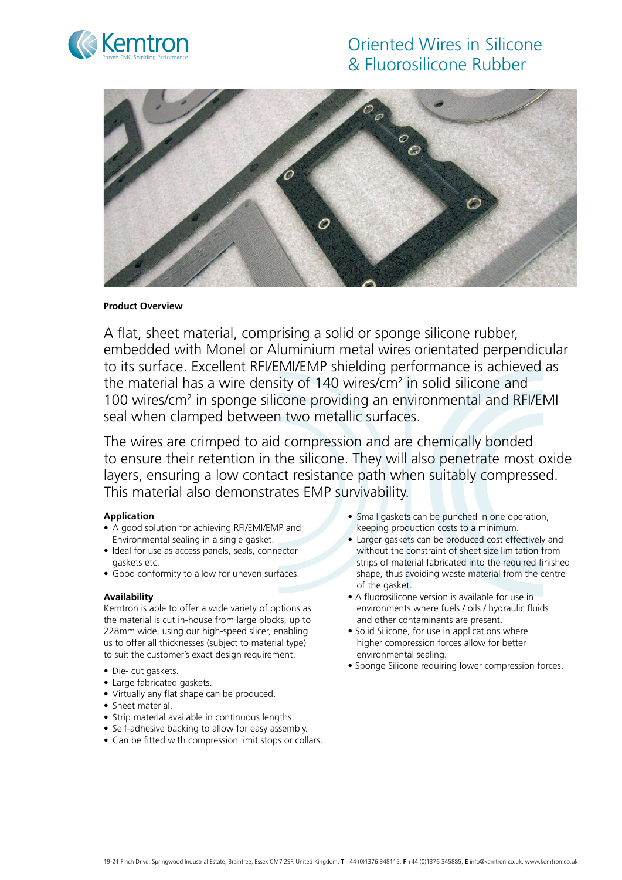Kemtron
Proven EMC Shielding Performance

# Oriented Wires in Silicone & Fluorosilicone Rubber

**Product Overview**

A flat, sheet material, comprising a solid or sponge silicone rubber, embedded with Monel or Aluminium metal wires orientated perpendicular to its surface. Excellent RFI/EMI/EMP shielding performance is achieved as the material has a wire density of 140 wires/cm$^2$ in solid silicone and 100 wires/cm$^2$ in sponge silicone providing an environmental and RFI/EMI seal when clamped between two metallic surfaces.

The wires are crimped to aid compression and are chemically bonded to ensure their retention in the silicone. They will also penetrate most oxide layers, ensuring a low contact resistance path when suitably compressed. This material also demonstrates EMP survivability.

**Application**

- A good solution for achieving RFI/EMI/EMP and Environmental sealing in a single gasket.
- Ideal for use as access panels, seals, connector gaskets etc.
- Good conformity to allow for uneven surfaces.

**Availability**

Kemtron is able to offer a wide variety of options as the material is cut in-house from large blocks, up to 228mm wide, using our high-speed slicer, enabling us to offer all thicknesses (subject to material type) to suit the customer's exact design requirement.

- Die- cut gaskets.
- Large fabricated gaskets.
- Virtually any flat shape can be produced.
- Sheet material.
- Strip material available in continuous lengths.
- Self-adhesive backing to allow for easy assembly.
- Can be fitted with compression limit stops or collars.
- Small gaskets can be punched in one operation, keeping production costs to a minimum.
- Larger gaskets can be produced cost effectively and without the constraint of sheet size limitation from strips of material fabricated into the required finished shape, thus avoiding waste material from the centre of the gasket.
- A fluorosilicone version is available for use in environments where fuels / oils / hydraulic fluids and other contaminants are present.
- Solid Silicone, for use in applications where higher compression forces allow for better environmental sealing.
- Sponge Silicone requiring lower compression forces.

19-21 Finch Drive, Springwood Industrial Estate, Braintree, Essex CM7 2SF, United Kingdom. **T** +44 (0)1376 348115, **F** +44 (0)1376 345885, **E** info@kemtron.co.uk, www.kemtron.co.uk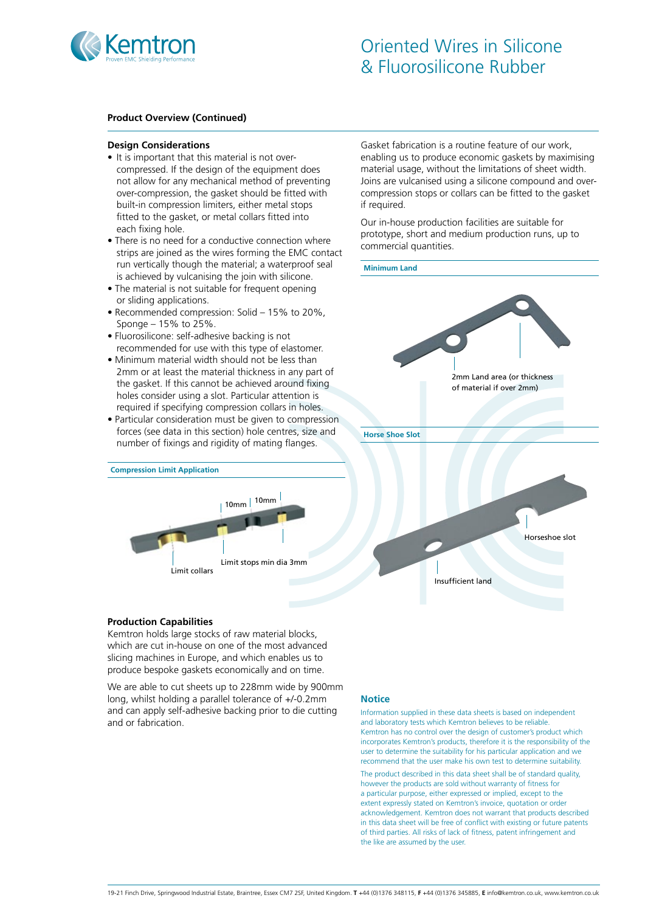# Oriented Wires in Silicone & Fluorosilicone Rubber

## Product Overview (Continued)

### Design Considerations

- It is important that this material is not over-compressed. If the design of the equipment does not allow for any mechanical method of preventing over-compression, the gasket should be fitted with built-in compression limiters, either metal stops fitted to the gasket, or metal collars fitted into each fixing hole.
- There is no need for a conductive connection where strips are joined as the wires forming the EMC contact run vertically though the material; a waterproof seal is achieved by vulcanising the join with silicone.
- The material is not suitable for frequent opening or sliding applications.
- Recommended compression: Solid – 15% to 20%, Sponge – 15% to 25%.
- Fluorosilicone: self-adhesive backing is not recommended for use with this type of elastomer.
- Minimum material width should not be less than 2mm or at least the material thickness in any part of the gasket. If this cannot be achieved around fixing holes consider using a slot. Particular attention is required if specifying compression collars in holes.
- Particular consideration must be given to compression forces (see data in this section) hole centres, size and number of fixings and rigidity of mating flanges.

**Compression Limit Application**

10mm | 10mm

Limit collars

Limit stops min dia 3mm

Gasket fabrication is a routine feature of our work, enabling us to produce economic gaskets by maximising material usage, without the limitations of sheet width. Joins are vulcanised using a silicone compound and over-compression stops or collars can be fitted to the gasket if required.

Our in-house production facilities are suitable for prototype, short and medium production runs, up to commercial quantities.

**Minimum Land**

2mm Land area (or thickness of material if over 2mm)

**Horse Shoe Slot**

Horseshoe slot

Insufficient land

### Production Capabilities

Kemtron holds large stocks of raw material blocks, which are cut in-house on one of the most advanced slicing machines in Europe, and which enables us to produce bespoke gaskets economically and on time.

We are able to cut sheets up to 228mm wide by 900mm long, whilst holding a parallel tolerance of +/-0.2mm and can apply self-adhesive backing prior to die cutting and or fabrication.

### Notice

Information supplied in these data sheets is based on independent and laboratory tests which Kemtron believes to be reliable. Kemtron has no control over the design of customer's product which incorporates Kemtron's products, therefore it is the responsibility of the user to determine the suitability for his particular application and we recommend that the user make his own test to determine suitability.

The product described in this data sheet shall be of standard quality, however the products are sold without warranty of fitness for a particular purpose, either expressed or implied, except to the extent expressly stated on Kemtron's invoice, quotation or order acknowledgement. Kemtron does not warrant that products described in this data sheet will be free of conflict with existing or future patents of third parties. All risks of lack of fitness, patent infringement and the like are assumed by the user.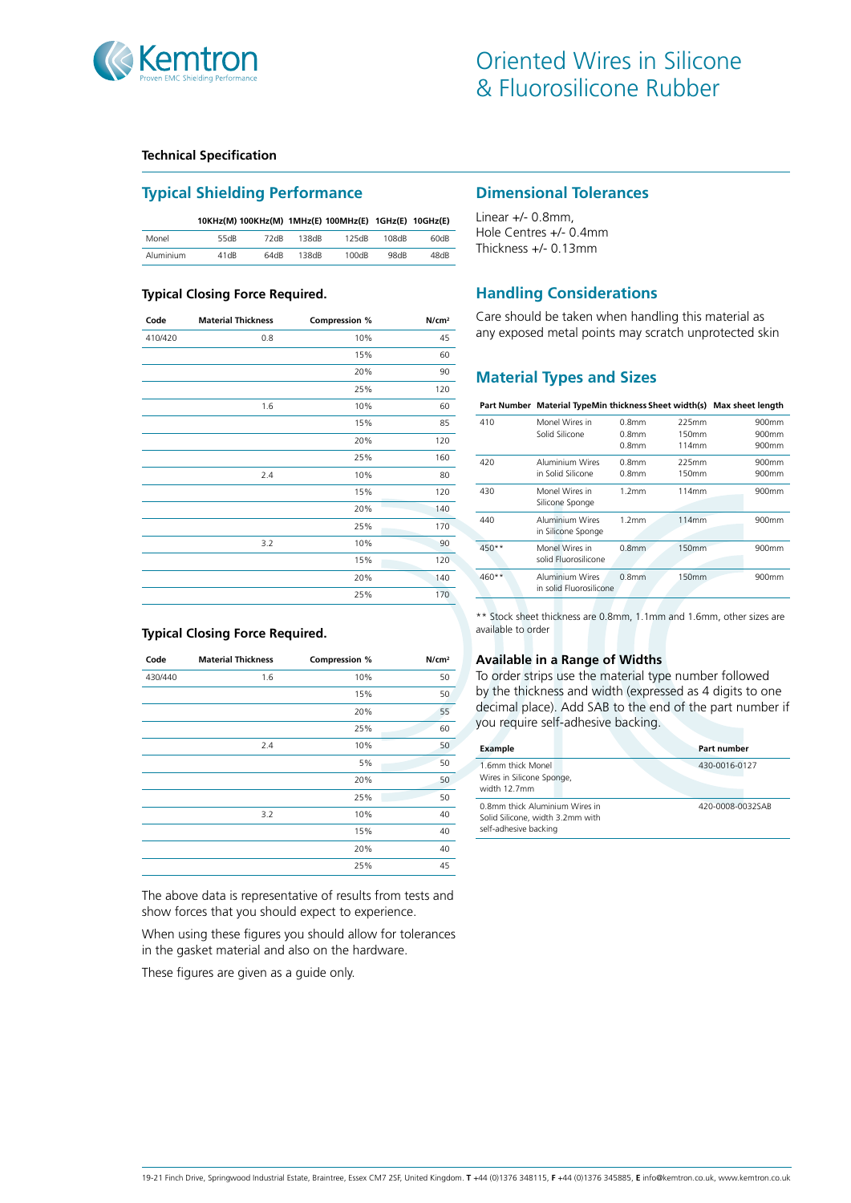# Oriented Wires in Silicone & Fluorosilicone Rubber

**Technical Specification**

## Typical Shielding Performance

| | 10KHz(M) | 100KHz(M) | 1MHz(E) | 100MHz(E) | 1GHz(E) | 10GHz(E) |
|---|---|---|---|---|---|---|
| Monel | 55dB | 72dB | 138dB | 125dB | 108dB | 60dB |
| Aluminium | 41dB | 64dB | 138dB | 100dB | 98dB | 48dB |

### Typical Closing Force Required.

| Code | Material Thickness | Compression % | N/cm² |
|---|---|---|---|
| 410/420 | 0.8 | 10% | 45 |
| | | 15% | 60 |
| | | 20% | 90 |
| | | 25% | 120 |
| | 1.6 | 10% | 60 |
| | | 15% | 85 |
| | | 20% | 120 |
| | | 25% | 160 |
| | 2.4 | 10% | 80 |
| | | 15% | 120 |
| | | 20% | 140 |
| | | 25% | 170 |
| | 3.2 | 10% | 90 |
| | | 15% | 120 |
| | | 20% | 140 |
| | | 25% | 170 |

### Typical Closing Force Required.

| Code | Material Thickness | Compression % | N/cm² |
|---|---|---|---|
| 430/440 | 1.6 | 10% | 50 |
| | | 15% | 50 |
| | | 20% | 55 |
| | | 25% | 60 |
| | 2.4 | 10% | 50 |
| | | 5% | 50 |
| | | 20% | 50 |
| | | 25% | 50 |
| | 3.2 | 10% | 40 |
| | | 15% | 40 |
| | | 20% | 40 |
| | | 25% | 45 |

The above data is representative of results from tests and show forces that you should expect to experience.

When using these figures you should allow for tolerances in the gasket material and also on the hardware.

These figures are given as a guide only.

## Dimensional Tolerances

Linear +/- 0.8mm,
Hole Centres +/- 0.4mm
Thickness +/- 0.13mm

## Handling Considerations

Care should be taken when handling this material as any exposed metal points may scratch unprotected skin

## Material Types and Sizes

| Part Number | Material Type | Min thickness | Sheet width(s) | Max sheet length |
|---|---|---|---|---|
| 410 | Monel Wires in Solid Silicone | 0.8mm<br>0.8mm<br>0.8mm | 225mm<br>150mm<br>114mm | 900mm<br>900mm<br>900mm |
| 420 | Aluminium Wires in Solid Silicone | 0.8mm<br>0.8mm | 225mm<br>150mm | 900mm<br>900mm |
| 430 | Monel Wires in Silicone Sponge | 1.2mm | 114mm | 900mm |
| 440 | Aluminium Wires in Silicone Sponge | 1.2mm | 114mm | 900mm |
| 450** | Monel Wires in solid Fluorosilicone | 0.8mm | 150mm | 900mm |
| 460** | Aluminium Wires in solid Fluorosilicone | 0.8mm | 150mm | 900mm |

** Stock sheet thickness are 0.8mm, 1.1mm and 1.6mm, other sizes are available to order

### Available in a Range of Widths

To order strips use the material type number followed by the thickness and width (expressed as 4 digits to one decimal place). Add SAB to the end of the part number if you require self-adhesive backing.

| Example | Part number |
|---|---|
| 1.6mm thick Monel Wires in Silicone Sponge, width 12.7mm | 430-0016-0127 |
| 0.8mm thick Aluminium Wires in Solid Silicone, width 3.2mm with self-adhesive backing | 420-0008-0032SAB |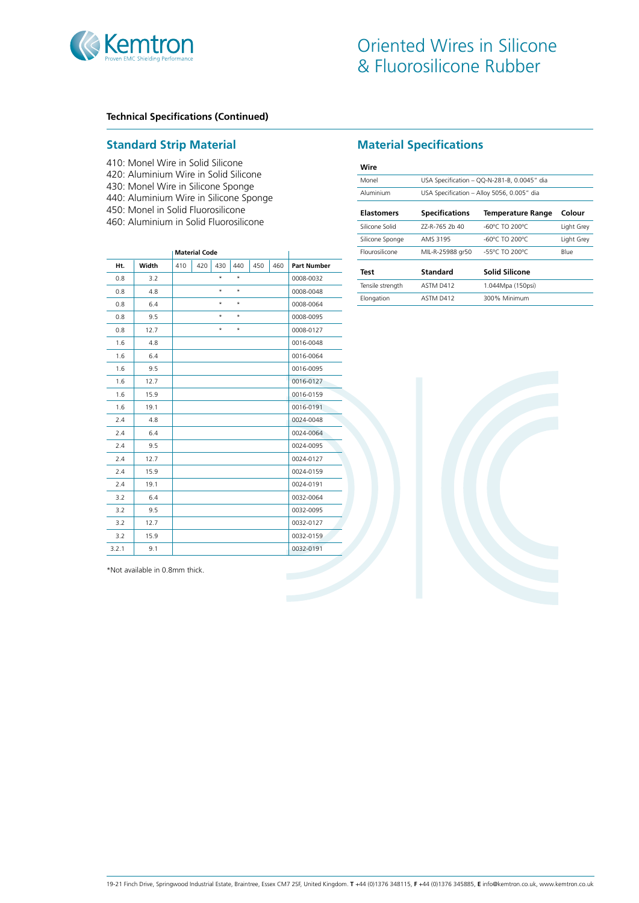# Oriented Wires in Silicone & Fluorosilicone Rubber

**Technical Specifications (Continued)**

## Standard Strip Material

410: Monel Wire in Solid Silicone
420: Aluminium Wire in Solid Silicone
430: Monel Wire in Silicone Sponge
440: Aluminium Wire in Silicone Sponge
450: Monel in Solid Fluorosilicone
460: Aluminium in Solid Fluorosilicone

| | | Material Code | | | | | | |
|---|---|---|---|---|---|---|---|---|
| Ht. | Width | 410 | 420 | 430 | 440 | 450 | 460 | Part Number |
| 0.8 | 3.2 | | | * | * | | | 0008-0032 |
| 0.8 | 4.8 | | | * | * | | | 0008-0048 |
| 0.8 | 6.4 | | | * | * | | | 0008-0064 |
| 0.8 | 9.5 | | | * | * | | | 0008-0095 |
| 0.8 | 12.7 | | | * | * | | | 0008-0127 |
| 1.6 | 4.8 | | | | | | | 0016-0048 |
| 1.6 | 6.4 | | | | | | | 0016-0064 |
| 1.6 | 9.5 | | | | | | | 0016-0095 |
| 1.6 | 12.7 | | | | | | | 0016-0127 |
| 1.6 | 15.9 | | | | | | | 0016-0159 |
| 1.6 | 19.1 | | | | | | | 0016-0191 |
| 2.4 | 4.8 | | | | | | | 0024-0048 |
| 2.4 | 6.4 | | | | | | | 0024-0064 |
| 2.4 | 9.5 | | | | | | | 0024-0095 |
| 2.4 | 12.7 | | | | | | | 0024-0127 |
| 2.4 | 15.9 | | | | | | | 0024-0159 |
| 2.4 | 19.1 | | | | | | | 0024-0191 |
| 3.2 | 6.4 | | | | | | | 0032-0064 |
| 3.2 | 9.5 | | | | | | | 0032-0095 |
| 3.2 | 12.7 | | | | | | | 0032-0127 |
| 3.2 | 15.9 | | | | | | | 0032-0159 |
| 3.2.1 | 9.1 | | | | | | | 0032-0191 |

*Not available in 0.8mm thick.

## Material Specifications

| Wire | |
|---|---|
| Monel | USA Specification – QQ-N-281-B, 0.0045" dia |
| Aluminium | USA Specification – Alloy 5056, 0.005" dia |

| Elastomers | Specifications | Temperature Range | Colour |
|---|---|---|---|
| Silicone Solid | ZZ-R-765 2b 40 | -60ºC TO 200ºC | Light Grey |
| Silicone Sponge | AMS 3195 | -60ºC TO 200ºC | Light Grey |
| Flourosilicone | MIL-R-25988 gr50 | -55ºC TO 200ºC | Blue |

| Test | Standard | Solid Silicone |
|---|---|---|
| Tensile strength | ASTM D412 | 1.044Mpa (150psi) |
| Elongation | ASTM D412 | 300% Minimum |

19-21 Finch Drive, Springwood Industrial Estate, Braintree, Essex CM7 2SF, United Kingdom. **T** +44 (0)1376 348115, **F** +44 (0)1376 345885, **E** info@kemtron.co.uk, www.kemtron.co.uk